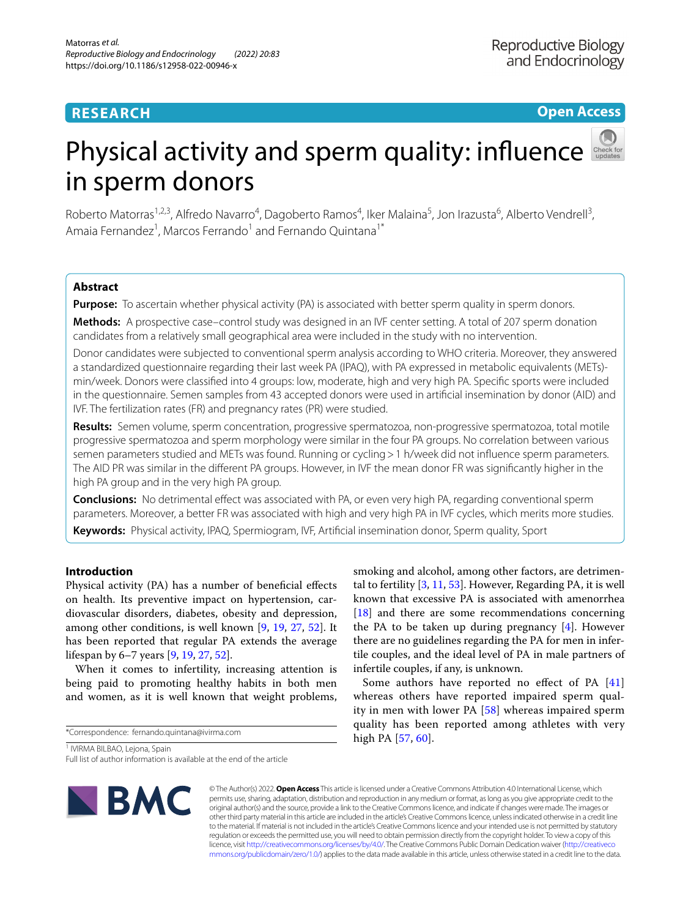RESEARCH

Open Access

# Physical activity and sperm quality: influence in sperm donors

Roberto Matorras[1,2,3], Alfredo Navarro[4], Dagoberto Ramos[4], Iker Malaina[5], Jon Irazusta[6], Alberto Vendrell[3], Amaia Fernandez[1], Marcos Ferrando[1] and Fernando Quintana[1*]

## Abstract

**Purpose:** To ascertain whether physical activity (PA) is associated with better sperm quality in sperm donors.

**Methods:** A prospective case–control study was designed in an IVF center setting. A total of 207 sperm donation candidates from a relatively small geographical area were included in the study with no intervention.

Donor candidates were subjected to conventional sperm analysis according to WHO criteria. Moreover, they answered a standardized questionnaire regarding their last week PA (IPAQ), with PA expressed in metabolic equivalents (METs)-min/week. Donors were classified into 4 groups: low, moderate, high and very high PA. Specific sports were included in the questionnaire. Semen samples from 43 accepted donors were used in artificial insemination by donor (AID) and IVF. The fertilization rates (FR) and pregnancy rates (PR) were studied.

**Results:** Semen volume, sperm concentration, progressive spermatozoa, non-progressive spermatozoa, total motile progressive spermatozoa and sperm morphology were similar in the four PA groups. No correlation between various semen parameters studied and METs was found. Running or cycling > 1 h/week did not influence sperm parameters. The AID PR was similar in the different PA groups. However, in IVF the mean donor FR was significantly higher in the high PA group and in the very high PA group.

**Conclusions:** No detrimental effect was associated with PA, or even very high PA, regarding conventional sperm parameters. Moreover, a better FR was associated with high and very high PA in IVF cycles, which merits more studies.

**Keywords:** Physical activity, IPAQ, Spermiogram, IVF, Artificial insemination donor, Sperm quality, Sport

## Introduction

Physical activity (PA) has a number of beneficial effects on health. Its preventive impact on hypertension, cardiovascular disorders, diabetes, obesity and depression, among other conditions, is well known [9, 19, 27, 52]. It has been reported that regular PA extends the average lifespan by 6–7 years [9, 19, 27, 52].

When it comes to infertility, increasing attention is being paid to promoting healthy habits in both men and women, as it is well known that weight problems, smoking and alcohol, among other factors, are detrimental to fertility [3, 11, 53]. However, Regarding PA, it is well known that excessive PA is associated with amenorrhea [18] and there are some recommendations concerning the PA to be taken up during pregnancy [4]. However there are no guidelines regarding the PA for men in infertile couples, and the ideal level of PA in male partners of infertile couples, if any, is unknown.

Some authors have reported no effect of PA [41] whereas others have reported impaired sperm quality in men with lower PA [58] whereas impaired sperm quality has been reported among athletes with very high PA [57, 60].

*Correspondence: fernando.quintana@ivirma.com

[1] IVIRMA BILBAO, Lejona, Spain

Full list of author information is available at the end of the article

© The Author(s) 2022. **Open Access** This article is licensed under a Creative Commons Attribution 4.0 International License, which permits use, sharing, adaptation, distribution and reproduction in any medium or format, as long as you give appropriate credit to the original author(s) and the source, provide a link to the Creative Commons licence, and indicate if changes were made. The images or other third party material in this article are included in the article's Creative Commons licence, unless indicated otherwise in a credit line to the material. If material is not included in the article's Creative Commons licence and your intended use is not permitted by statutory regulation or exceeds the permitted use, you will need to obtain permission directly from the copyright holder. To view a copy of this licence, visit http://creativecommons.org/licenses/by/4.0/. The Creative Commons Public Domain Dedication waiver (http://creativecommons.org/publicdomain/zero/1.0/) applies to the data made available in this article, unless otherwise stated in a credit line to the data.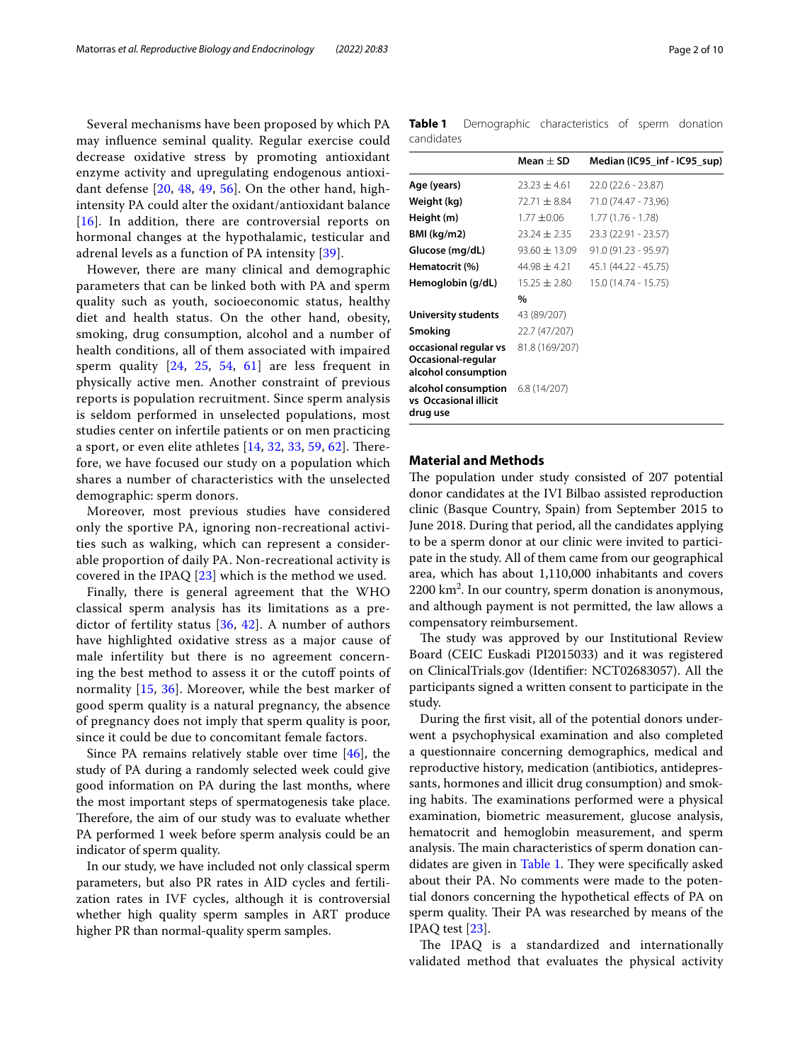Several mechanisms have been proposed by which PA may influence seminal quality. Regular exercise could decrease oxidative stress by promoting antioxidant enzyme activity and upregulating endogenous antioxidant defense [20, 48, 49, 56]. On the other hand, high-intensity PA could alter the oxidant/antioxidant balance [16]. In addition, there are controversial reports on hormonal changes at the hypothalamic, testicular and adrenal levels as a function of PA intensity [39].

However, there are many clinical and demographic parameters that can be linked both with PA and sperm quality such as youth, socioeconomic status, healthy diet and health status. On the other hand, obesity, smoking, drug consumption, alcohol and a number of health conditions, all of them associated with impaired sperm quality [24, 25, 54, 61] are less frequent in physically active men. Another constraint of previous reports is population recruitment. Since sperm analysis is seldom performed in unselected populations, most studies center on infertile patients or on men practicing a sport, or even elite athletes [14, 32, 33, 59, 62]. Therefore, we have focused our study on a population which shares a number of characteristics with the unselected demographic: sperm donors.

Moreover, most previous studies have considered only the sportive PA, ignoring non-recreational activities such as walking, which can represent a considerable proportion of daily PA. Non-recreational activity is covered in the IPAQ [23] which is the method we used.

Finally, there is general agreement that the WHO classical sperm analysis has its limitations as a predictor of fertility status [36, 42]. A number of authors have highlighted oxidative stress as a major cause of male infertility but there is no agreement concerning the best method to assess it or the cutoff points of normality [15, 36]. Moreover, while the best marker of good sperm quality is a natural pregnancy, the absence of pregnancy does not imply that sperm quality is poor, since it could be due to concomitant female factors.

Since PA remains relatively stable over time [46], the study of PA during a randomly selected week could give good information on PA during the last months, where the most important steps of spermatogenesis take place. Therefore, the aim of our study was to evaluate whether PA performed 1 week before sperm analysis could be an indicator of sperm quality.

In our study, we have included not only classical sperm parameters, but also PR rates in AID cycles and fertilization rates in IVF cycles, although it is controversial whether high quality sperm samples in ART produce higher PR than normal-quality sperm samples.

**Table 1** Demographic characteristics of sperm donation candidates

| | Mean ± SD | Median (IC95_inf - IC95_sup) |
|---|---|---|
| **Age (years)** | 23.23 ± 4.61 | 22.0 (22.6 - 23.87) |
| **Weight (kg)** | 72.71 ± 8.84 | 71.0 (74.47 - 73.96) |
| **Height (m)** | 1.77 ±0.06 | 1.77 (1.76 - 1.78) |
| **BMI (kg/m2)** | 23.24 ± 2.35 | 23.3 (22.91 - 23.57) |
| **Glucose (mg/dL)** | 93.60 ± 13.09 | 91.0 (91.23 - 95.97) |
| **Hematocrit (%)** | 44.98 ± 4.21 | 45.1 (44.22 - 45.75) |
| **Hemoglobin (g/dL)** | 15.25 ± 2.80 | 15.0 (14.74 - 15.75) |
| | **%** | |
| **University students** | 43 (89/207) | |
| **Smoking** | 22.7 (47/207) | |
| **occasional regular vs Occasional-regular alcohol consumption** | 81.8 (169/207) | |
| **alcohol consumption vs Occasional illicit drug use** | 6.8 (14/207) | |

## Material and Methods

The population under study consisted of 207 potential donor candidates at the IVI Bilbao assisted reproduction clinic (Basque Country, Spain) from September 2015 to June 2018. During that period, all the candidates applying to be a sperm donor at our clinic were invited to participate in the study. All of them came from our geographical area, which has about 1,110,000 inhabitants and covers 2200 km$^2$. In our country, sperm donation is anonymous, and although payment is not permitted, the law allows a compensatory reimbursement.

The study was approved by our Institutional Review Board (CEIC Euskadi PI2015033) and it was registered on ClinicalTrials.gov (Identifier: NCT02683057). All the participants signed a written consent to participate in the study.

During the first visit, all of the potential donors underwent a psychophysical examination and also completed a questionnaire concerning demographics, medical and reproductive history, medication (antibiotics, antidepressants, hormones and illicit drug consumption) and smoking habits. The examinations performed were a physical examination, biometric measurement, glucose analysis, hematocrit and hemoglobin measurement, and sperm analysis. The main characteristics of sperm donation candidates are given in Table 1. They were specifically asked about their PA. No comments were made to the potential donors concerning the hypothetical effects of PA on sperm quality. Their PA was researched by means of the IPAQ test [23].

The IPAQ is a standardized and internationally validated method that evaluates the physical activity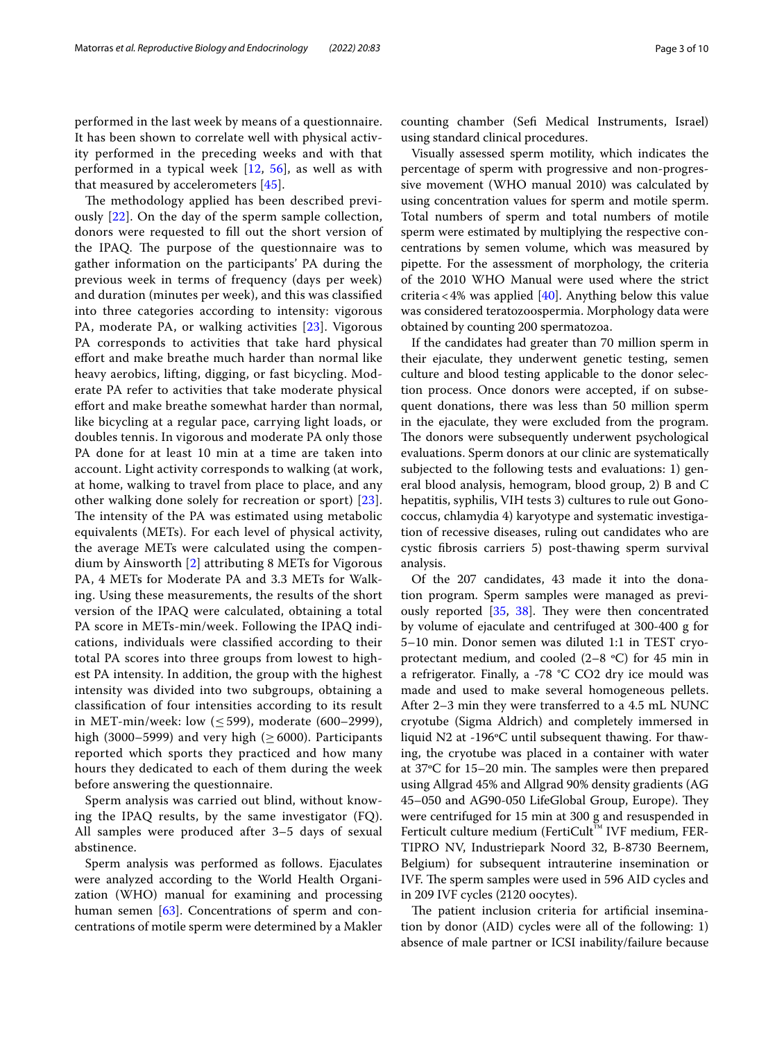performed in the last week by means of a questionnaire. It has been shown to correlate well with physical activity performed in the preceding weeks and with that performed in a typical week [12, 56], as well as with that measured by accelerometers [45].

The methodology applied has been described previously [22]. On the day of the sperm sample collection, donors were requested to fill out the short version of the IPAQ. The purpose of the questionnaire was to gather information on the participants' PA during the previous week in terms of frequency (days per week) and duration (minutes per week), and this was classified into three categories according to intensity: vigorous PA, moderate PA, or walking activities [23]. Vigorous PA corresponds to activities that take hard physical effort and make breathe much harder than normal like heavy aerobics, lifting, digging, or fast bicycling. Moderate PA refer to activities that take moderate physical effort and make breathe somewhat harder than normal, like bicycling at a regular pace, carrying light loads, or doubles tennis. In vigorous and moderate PA only those PA done for at least 10 min at a time are taken into account. Light activity corresponds to walking (at work, at home, walking to travel from place to place, and any other walking done solely for recreation or sport) [23]. The intensity of the PA was estimated using metabolic equivalents (METs). For each level of physical activity, the average METs were calculated using the compendium by Ainsworth [2] attributing 8 METs for Vigorous PA, 4 METs for Moderate PA and 3.3 METs for Walking. Using these measurements, the results of the short version of the IPAQ were calculated, obtaining a total PA score in METs-min/week. Following the IPAQ indications, individuals were classified according to their total PA scores into three groups from lowest to highest PA intensity. In addition, the group with the highest intensity was divided into two subgroups, obtaining a classification of four intensities according to its result in MET-min/week: low ($\leq 599$), moderate (600–2999), high (3000–5999) and very high ($\geq 6000$). Participants reported which sports they practiced and how many hours they dedicated to each of them during the week before answering the questionnaire.

Sperm analysis was carried out blind, without knowing the IPAQ results, by the same investigator (FQ). All samples were produced after 3–5 days of sexual abstinence.

Sperm analysis was performed as follows. Ejaculates were analyzed according to the World Health Organization (WHO) manual for examining and processing human semen [63]. Concentrations of sperm and concentrations of motile sperm were determined by a Makler counting chamber (Sefi Medical Instruments, Israel) using standard clinical procedures.

Visually assessed sperm motility, which indicates the percentage of sperm with progressive and non-progressive movement (WHO manual 2010) was calculated by using concentration values for sperm and motile sperm. Total numbers of sperm and total numbers of motile sperm were estimated by multiplying the respective concentrations by semen volume, which was measured by pipette. For the assessment of morphology, the criteria of the 2010 WHO Manual were used where the strict criteria < 4% was applied [40]. Anything below this value was considered teratozoospermia. Morphology data were obtained by counting 200 spermatozoa.

If the candidates had greater than 70 million sperm in their ejaculate, they underwent genetic testing, semen culture and blood testing applicable to the donor selection process. Once donors were accepted, if on subsequent donations, there was less than 50 million sperm in the ejaculate, they were excluded from the program. The donors were subsequently underwent psychological evaluations. Sperm donors at our clinic are systematically subjected to the following tests and evaluations: 1) general blood analysis, hemogram, blood group, 2) B and C hepatitis, syphilis, VIH tests 3) cultures to rule out Gonococcus, chlamydia 4) karyotype and systematic investigation of recessive diseases, ruling out candidates who are cystic fibrosis carriers 5) post-thawing sperm survival analysis.

Of the 207 candidates, 43 made it into the donation program. Sperm samples were managed as previously reported [35, 38]. They were then concentrated by volume of ejaculate and centrifuged at 300-400 g for 5–10 min. Donor semen was diluted 1:1 in TEST cryoprotectant medium, and cooled (2–8 ºC) for 45 min in a refrigerator. Finally, a -78 °C $CO_2$ dry ice mould was made and used to make several homogeneous pellets. After 2–3 min they were transferred to a 4.5 mL NUNC cryotube (Sigma Aldrich) and completely immersed in liquid $N_2$ at -196ºC until subsequent thawing. For thawing, the cryotube was placed in a container with water at 37ºC for 15–20 min. The samples were then prepared using Allgrad 45% and Allgrad 90% density gradients (AG 45–050 and AG90-050 LifeGlobal Group, Europe). They were centrifuged for 15 min at 300 g and resuspended in Ferticult culture medium (FertiCult™ IVF medium, FERTIPRO NV, Industriepark Noord 32, B-8730 Beernem, Belgium) for subsequent intrauterine insemination or IVF. The sperm samples were used in 596 AID cycles and in 209 IVF cycles (2120 oocytes).

The patient inclusion criteria for artificial insemination by donor (AID) cycles were all of the following: 1) absence of male partner or ICSI inability/failure because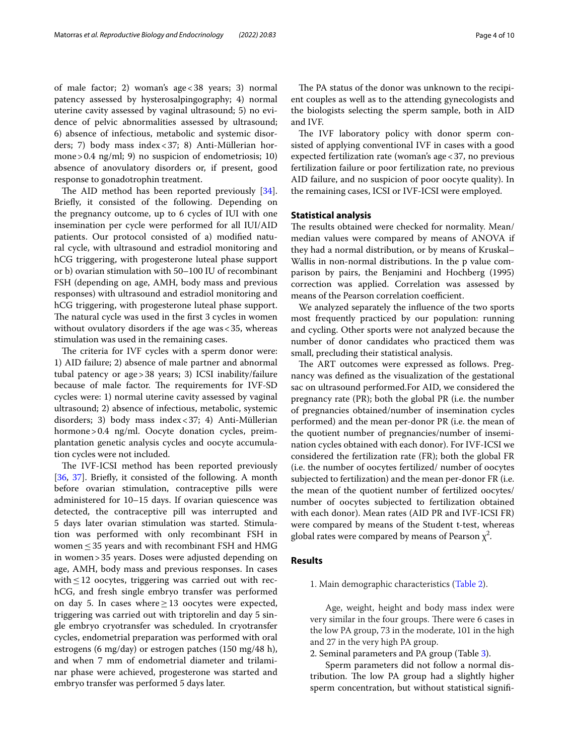of male factor; 2) woman's age < 38 years; 3) normal patency assessed by hysterosalpingography; 4) normal uterine cavity assessed by vaginal ultrasound; 5) no evidence of pelvic abnormalities assessed by ultrasound; 6) absence of infectious, metabolic and systemic disorders; 7) body mass index < 37; 8) Anti-Müllerian hormone > 0.4 ng/ml; 9) no suspicion of endometriosis; 10) absence of anovulatory disorders or, if present, good response to gonadotrophin treatment.

The AID method has been reported previously [34]. Briefly, it consisted of the following. Depending on the pregnancy outcome, up to 6 cycles of IUI with one insemination per cycle were performed for all IUI/AID patients. Our protocol consisted of a) modified natural cycle, with ultrasound and estradiol monitoring and hCG triggering, with progesterone luteal phase support or b) ovarian stimulation with 50–100 IU of recombinant FSH (depending on age, AMH, body mass and previous responses) with ultrasound and estradiol monitoring and hCG triggering, with progesterone luteal phase support. The natural cycle was used in the first 3 cycles in women without ovulatory disorders if the age was < 35, whereas stimulation was used in the remaining cases.

The criteria for IVF cycles with a sperm donor were: 1) AID failure; 2) absence of male partner and abnormal tubal patency or age > 38 years; 3) ICSI inability/failure because of male factor. The requirements for IVF-SD cycles were: 1) normal uterine cavity assessed by vaginal ultrasound; 2) absence of infectious, metabolic, systemic disorders; 3) body mass index < 37; 4) Anti-Müllerian hormone > 0.4 ng/ml. Oocyte donation cycles, preimplantation genetic analysis cycles and oocyte accumulation cycles were not included.

The IVF-ICSI method has been reported previously [36, 37]. Briefly, it consisted of the following. A month before ovarian stimulation, contraceptive pills were administered for 10–15 days. If ovarian quiescence was detected, the contraceptive pill was interrupted and 5 days later ovarian stimulation was started. Stimulation was performed with only recombinant FSH in women ≤ 35 years and with recombinant FSH and HMG in women > 35 years. Doses were adjusted depending on age, AMH, body mass and previous responses. In cases with ≤ 12 oocytes, triggering was carried out with rec-hCG, and fresh single embryo transfer was performed on day 5. In cases where ≥ 13 oocytes were expected, triggering was carried out with triptorelin and day 5 single embryo cryotransfer was scheduled. In cryotransfer cycles, endometrial preparation was performed with oral estrogens (6 mg/day) or estrogen patches (150 mg/48 h), and when 7 mm of endometrial diameter and trilaminar phase were achieved, progesterone was started and embryo transfer was performed 5 days later.

The PA status of the donor was unknown to the recipient couples as well as to the attending gynecologists and the biologists selecting the sperm sample, both in AID and IVF.

The IVF laboratory policy with donor sperm consisted of applying conventional IVF in cases with a good expected fertilization rate (woman's age < 37, no previous fertilization failure or poor fertilization rate, no previous AID failure, and no suspicion of poor oocyte quality). In the remaining cases, ICSI or IVF-ICSI were employed.

## Statistical analysis

The results obtained were checked for normality. Mean/median values were compared by means of ANOVA if they had a normal distribution, or by means of Kruskal–Wallis in non-normal distributions. In the p value comparison by pairs, the Benjamini and Hochberg (1995) correction was applied. Correlation was assessed by means of the Pearson correlation coefficient.

We analyzed separately the influence of the two sports most frequently practiced by our population: running and cycling. Other sports were not analyzed because the number of donor candidates who practiced them was small, precluding their statistical analysis.

The ART outcomes were expressed as follows. Pregnancy was defined as the visualization of the gestational sac on ultrasound performed.For AID, we considered the pregnancy rate (PR); both the global PR (i.e. the number of pregnancies obtained/number of insemination cycles performed) and the mean per-donor PR (i.e. the mean of the quotient number of pregnancies/number of insemination cycles obtained with each donor). For IVF-ICSI we considered the fertilization rate (FR); both the global FR (i.e. the number of oocytes fertilized/ number of oocytes subjected to fertilization) and the mean per-donor FR (i.e. the mean of the quotient number of fertilized oocytes/ number of oocytes subjected to fertilization obtained with each donor). Mean rates (AID PR and IVF-ICSI FR) were compared by means of the Student t-test, whereas global rates were compared by means of Pearson $\chi^2$.

## Results

1. Main demographic characteristics (Table 2).

   Age, weight, height and body mass index were very similar in the four groups. There were 6 cases in the low PA group, 73 in the moderate, 101 in the high and 27 in the very high PA group.

2. Seminal parameters and PA group (Table 3).

   Sperm parameters did not follow a normal distribution. The low PA group had a slightly higher sperm concentration, but without statistical signifi-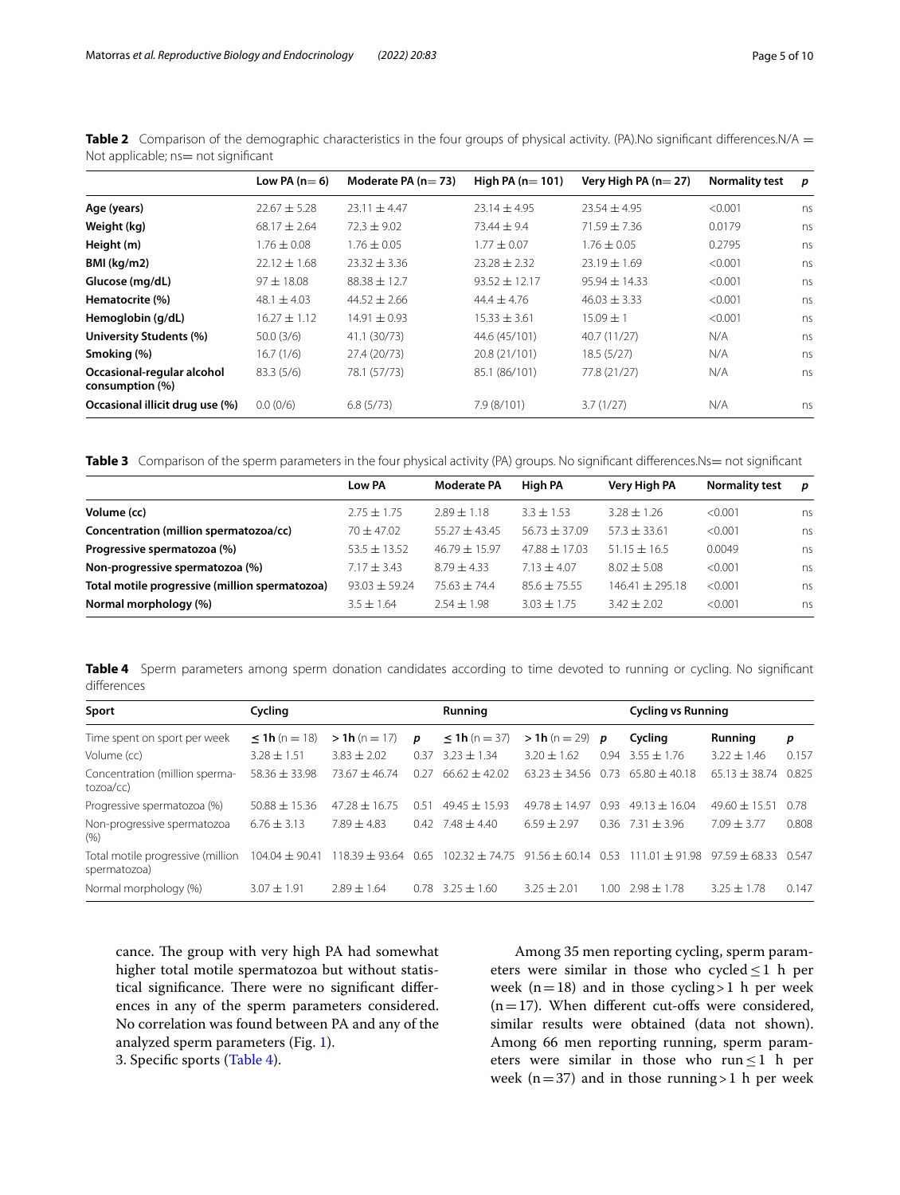**Table 2** Comparison of the demographic characteristics in the four groups of physical activity. (PA).No significant differences.N/A = Not applicable; ns= not significant

| | Low PA (n= 6) | Moderate PA (n= 73) | High PA (n= 101) | Very High PA (n= 27) | Normality test | *p* |
|---|---|---|---|---|---|---|
| **Age (years)** | 22.67 ± 5.28 | 23.11 ± 4.47 | 23.14 ± 4.95 | 23.54 ± 4.95 | <0.001 | ns |
| **Weight (kg)** | 68.17 ± 2.64 | 72.3 ± 9.02 | 73.44 ± 9.4 | 71.59 ± 7.36 | 0.0179 | ns |
| **Height (m)** | 1.76 ± 0.08 | 1.76 ± 0.05 | 1.77 ± 0.07 | 1.76 ± 0.05 | 0.2795 | ns |
| **BMI (kg/m2)** | 22.12 ± 1.68 | 23.32 ± 3.36 | 23.28 ± 2.32 | 23.19 ± 1.69 | <0.001 | ns |
| **Glucose (mg/dL)** | 97 ± 18.08 | 88.38 ± 12.7 | 93.52 ± 12.17 | 95.94 ± 14.33 | <0.001 | ns |
| **Hematocrite (%)** | 48.1 ± 4.03 | 44.52 ± 2.66 | 44.4 ± 4.76 | 46.03 ± 3.33 | <0.001 | ns |
| **Hemoglobin (g/dL)** | 16.27 ± 1.12 | 14.91 ± 0.93 | 15.33 ± 3.61 | 15.09 ± 1 | <0.001 | ns |
| **University Students (%)** | 50.0 (3/6) | 41.1 (30/73) | 44.6 (45/101) | 40.7 (11/27) | N/A | ns |
| **Smoking (%)** | 16.7 (1/6) | 27.4 (20/73) | 20.8 (21/101) | 18.5 (5/27) | N/A | ns |
| **Occasional-regular alcohol consumption (%)** | 83.3 (5/6) | 78.1 (57/73) | 85.1 (86/101) | 77.8 (21/27) | N/A | ns |
| **Occasional illicit drug use (%)** | 0.0 (0/6) | 6.8 (5/73) | 7.9 (8/101) | 3.7 (1/27) | N/A | ns |

**Table 3** Comparison of the sperm parameters in the four physical activity (PA) groups. No significant differences.Ns= not significant

| | Low PA | Moderate PA | High PA | Very High PA | Normality test | *p* |
|---|---|---|---|---|---|---|
| **Volume (cc)** | 2.75 ± 1.75 | 2.89 ± 1.18 | 3.3 ± 1.53 | 3.28 ± 1.26 | <0.001 | ns |
| **Concentration (million spermatozoa/cc)** | 70 ± 47.02 | 55.27 ± 43.45 | 56.73 ± 37.09 | 57.3 ± 33.61 | <0.001 | ns |
| **Progressive spermatozoa (%)** | 53.5 ± 13.52 | 46.79 ± 15.97 | 47.88 ± 17.03 | 51.15 ± 16.5 | 0.0049 | ns |
| **Non-progressive spermatozoa (%)** | 7.17 ± 3.43 | 8.79 ± 4.33 | 7.13 ± 4.07 | 8.02 ± 5.08 | <0.001 | ns |
| **Total motile progressive (million spermatozoa)** | 93.03 ± 59.24 | 75.63 ± 74.4 | 85.6 ± 75.55 | 146.41 ± 295.18 | <0.001 | ns |
| **Normal morphology (%)** | 3.5 ± 1.64 | 2.54 ± 1.98 | 3.03 ± 1.75 | 3.42 ± 2.02 | <0.001 | ns |

**Table 4** Sperm parameters among sperm donation candidates according to time devoted to running or cycling. No significant differences

| **Sport** | **Cycling** | | | **Running** | | | **Cycling vs Running** | | |
|---|---|---|---|---|---|---|---|---|---|
| Time spent on sport per week | **≤ 1h** (n = 18) | **> 1h** (n = 17) | *p* | **≤ 1h** (n = 37) | **> 1h** (n = 29) | *p* | **Cycling** | **Running** | *p* |
| Volume (cc) | 3.28 ± 1.51 | 3.83 ± 2.02 | 0.37 | 3.23 ± 1.34 | 3.20 ± 1.62 | 0.94 | 3.55 ± 1.76 | 3.22 ± 1.46 | 0.157 |
| Concentration (million spermatozoa/cc) | 58.36 ± 33.98 | 73.67 ± 46.74 | 0.27 | 66.62 ± 42.02 | 63.23 ± 34.56 | 0.73 | 65.80 ± 40.18 | 65.13 ± 38.74 | 0.825 |
| Progressive spermatozoa (%) | 50.88 ± 15.36 | 47.28 ± 16.75 | 0.51 | 49.45 ± 15.93 | 49.78 ± 14.97 | 0.93 | 49.13 ± 16.04 | 49.60 ± 15.51 | 0.78 |
| Non-progressive spermatozoa (%) | 6.76 ± 3.13 | 7.89 ± 4.83 | 0.42 | 7.48 ± 4.40 | 6.59 ± 2.97 | 0.36 | 7.31 ± 3.96 | 7.09 ± 3.77 | 0.808 |
| Total motile progressive (million spermatozoa) | 104.04 ± 90.41 | 118.39 ± 93.64 | 0.65 | 102.32 ± 74.75 | 91.56 ± 60.14 | 0.53 | 111.01 ± 91.98 | 97.59 ± 68.33 | 0.547 |
| Normal morphology (%) | 3.07 ± 1.91 | 2.89 ± 1.64 | 0.78 | 3.25 ± 1.60 | 3.25 ± 2.01 | 1.00 | 2.98 ± 1.78 | 3.25 ± 1.78 | 0.147 |

cance. The group with very high PA had somewhat higher total motile spermatozoa but without statistical significance. There were no significant differences in any of the sperm parameters considered. No correlation was found between PA and any of the analyzed sperm parameters (Fig. 1).

3. Specific sports (Table 4).

Among 35 men reporting cycling, sperm parameters were similar in those who cycled ≤ 1 h per week (n = 18) and in those cycling > 1 h per week (n = 17). When different cut-offs were considered, similar results were obtained (data not shown). Among 66 men reporting running, sperm parameters were similar in those who run ≤ 1 h per week (n = 37) and in those running > 1 h per week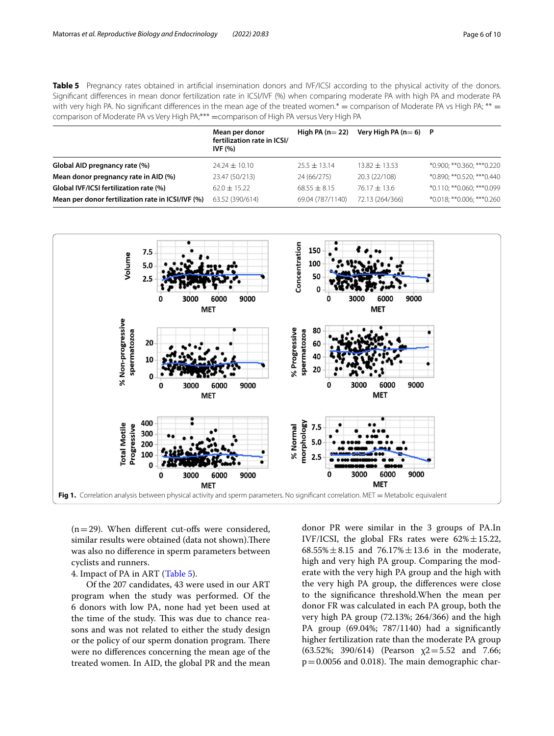**Table 5** Pregnancy rates obtained in artificial insemination donors and IVF/ICSI according to the physical activity of the donors. Significant differences in mean donor fertilization rate in ICSI/IVF (%) when comparing moderate PA with high PA and moderate PA with very high PA. No significant differences in the mean age of the treated women.* = comparison of Moderate PA vs High PA; ** = comparison of Moderate PA vs Very High PA;*** =comparison of High PA versus Very High PA

| | Mean per donor fertilization rate in ICSI/IVF (%) | High PA (n= 22) | Very High PA (n= 6) | P |
|---|---|---|---|---|
| **Global AID pregnancy rate (%)** | 24.24 ± 10.10 | 25.5 ± 13.14 | 13.82 ± 13.53 | *0.900; **0.360; ***0.220 |
| **Mean donor pregnancy rate in AID (%)** | 23.47 (50/213) | 24 (66/275) | 20.3 (22/108) | *0.890; **0.520; ***0.440 |
| **Global IVF/ICSI fertilization rate (%)** | 62.0 ± 15.22 | 68.55 ± 8.15 | 76.17 ± 13.6 | *0.110; **0.060; ***0.099 |
| **Mean per donor fertilization rate in ICSI/IVF (%)** | 63.52 (390/614) | 69.04 (787/1140) | 72.13 (264/366) | *0.018; **0.006; ***0.260 |

**Fig 1.** Correlation analysis between physical activity and sperm parameters. No significant correlation. MET = Metabolic equivalent

(n = 29). When different cut-offs were considered, similar results were obtained (data not shown).There was also no difference in sperm parameters between cyclists and runners.

4. Impact of PA in ART (Table 5).

Of the 207 candidates, 43 were used in our ART program when the study was performed. Of the 6 donors with low PA, none had yet been used at the time of the study. This was due to chance reasons and was not related to either the study design or the policy of our sperm donation program. There were no differences concerning the mean age of the treated women. In AID, the global PR and the mean donor PR were similar in the 3 groups of PA.In IVF/ICSI, the global FRs rates were 62% ± 15.22, 68.55% ± 8.15 and 76.17% ± 13.6 in the moderate, high and very high PA group. Comparing the moderate with the very high PA group and the high with the very high PA group, the differences were close to the significance threshold.When the mean per donor FR was calculated in each PA group, both the very high PA group (72.13%; 264/366) and the high PA group (69.04%; 787/1140) had a significantly higher fertilization rate than the moderate PA group (63.52%; 390/614) (Pearson $\chi 2 = 5.52$ and 7.66; $p = 0.0056$ and 0.018). The main demographic char-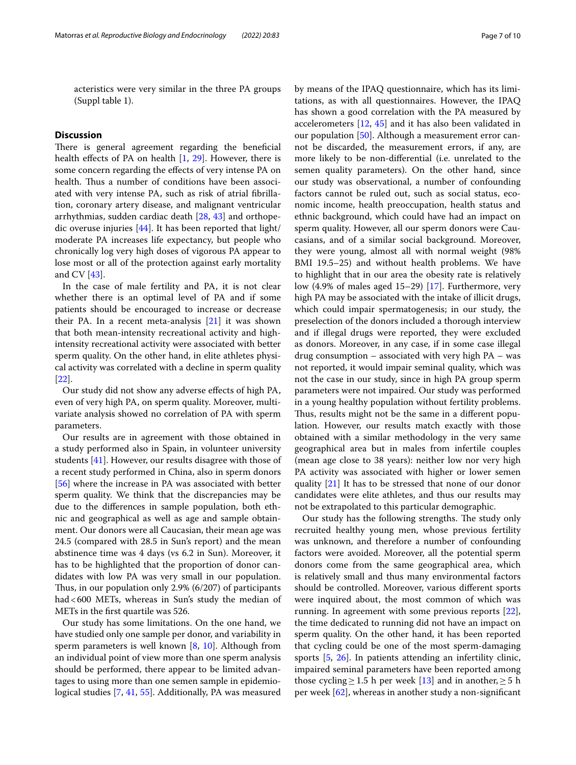acteristics were very similar in the three PA groups (Suppl table 1).

## Discussion

There is general agreement regarding the beneficial health effects of PA on health [1, 29]. However, there is some concern regarding the effects of very intense PA on health. Thus a number of conditions have been associated with very intense PA, such as risk of atrial fibrillation, coronary artery disease, and malignant ventricular arrhythmias, sudden cardiac death [28, 43] and orthopedic overuse injuries [44]. It has been reported that light/moderate PA increases life expectancy, but people who chronically log very high doses of vigorous PA appear to lose most or all of the protection against early mortality and CV [43].

In the case of male fertility and PA, it is not clear whether there is an optimal level of PA and if some patients should be encouraged to increase or decrease their PA. In a recent meta-analysis [21] it was shown that both mean-intensity recreational activity and high-intensity recreational activity were associated with better sperm quality. On the other hand, in elite athletes physical activity was correlated with a decline in sperm quality [22].

Our study did not show any adverse effects of high PA, even of very high PA, on sperm quality. Moreover, multivariate analysis showed no correlation of PA with sperm parameters.

Our results are in agreement with those obtained in a study performed also in Spain, in volunteer university students [41]. However, our results disagree with those of a recent study performed in China, also in sperm donors [56] where the increase in PA was associated with better sperm quality. We think that the discrepancies may be due to the differences in sample population, both ethnic and geographical as well as age and sample obtainment. Our donors were all Caucasian, their mean age was 24.5 (compared with 28.5 in Sun's report) and the mean abstinence time was 4 days (vs 6.2 in Sun). Moreover, it has to be highlighted that the proportion of donor candidates with low PA was very small in our population. Thus, in our population only 2.9% (6/207) of participants had < 600 METs, whereas in Sun's study the median of METs in the first quartile was 526.

Our study has some limitations. On the one hand, we have studied only one sample per donor, and variability in sperm parameters is well known [8, 10]. Although from an individual point of view more than one sperm analysis should be performed, there appear to be limited advantages to using more than one semen sample in epidemiological studies [7, 41, 55]. Additionally, PA was measured by means of the IPAQ questionnaire, which has its limitations, as with all questionnaires. However, the IPAQ has shown a good correlation with the PA measured by accelerometers [12, 45] and it has also been validated in our population [50]. Although a measurement error cannot be discarded, the measurement errors, if any, are more likely to be non-differential (i.e. unrelated to the semen quality parameters). On the other hand, since our study was observational, a number of confounding factors cannot be ruled out, such as social status, economic income, health preoccupation, health status and ethnic background, which could have had an impact on sperm quality. However, all our sperm donors were Caucasians, and of a similar social background. Moreover, they were young, almost all with normal weight (98% BMI 19.5–25) and without health problems. We have to highlight that in our area the obesity rate is relatively low (4.9% of males aged 15–29) [17]. Furthermore, very high PA may be associated with the intake of illicit drugs, which could impair spermatogenesis; in our study, the preselection of the donors included a thorough interview and if illegal drugs were reported, they were excluded as donors. Moreover, in any case, if in some case illegal drug consumption – associated with very high PA – was not reported, it would impair seminal quality, which was not the case in our study, since in high PA group sperm parameters were not impaired. Our study was performed in a young healthy population without fertility problems. Thus, results might not be the same in a different population. However, our results match exactly with those obtained with a similar methodology in the very same geographical area but in males from infertile couples (mean age close to 38 years): neither low nor very high PA activity was associated with higher or lower semen quality [21] It has to be stressed that none of our donor candidates were elite athletes, and thus our results may not be extrapolated to this particular demographic.

Our study has the following strengths. The study only recruited healthy young men, whose previous fertility was unknown, and therefore a number of confounding factors were avoided. Moreover, all the potential sperm donors come from the same geographical area, which is relatively small and thus many environmental factors should be controlled. Moreover, various different sports were inquired about, the most common of which was running. In agreement with some previous reports [22], the time dedicated to running did not have an impact on sperm quality. On the other hand, it has been reported that cycling could be one of the most sperm-damaging sports [5, 26]. In patients attending an infertility clinic, impaired seminal parameters have been reported among those cycling ≥ 1.5 h per week [13] and in another, ≥ 5 h per week [62], whereas in another study a non-significant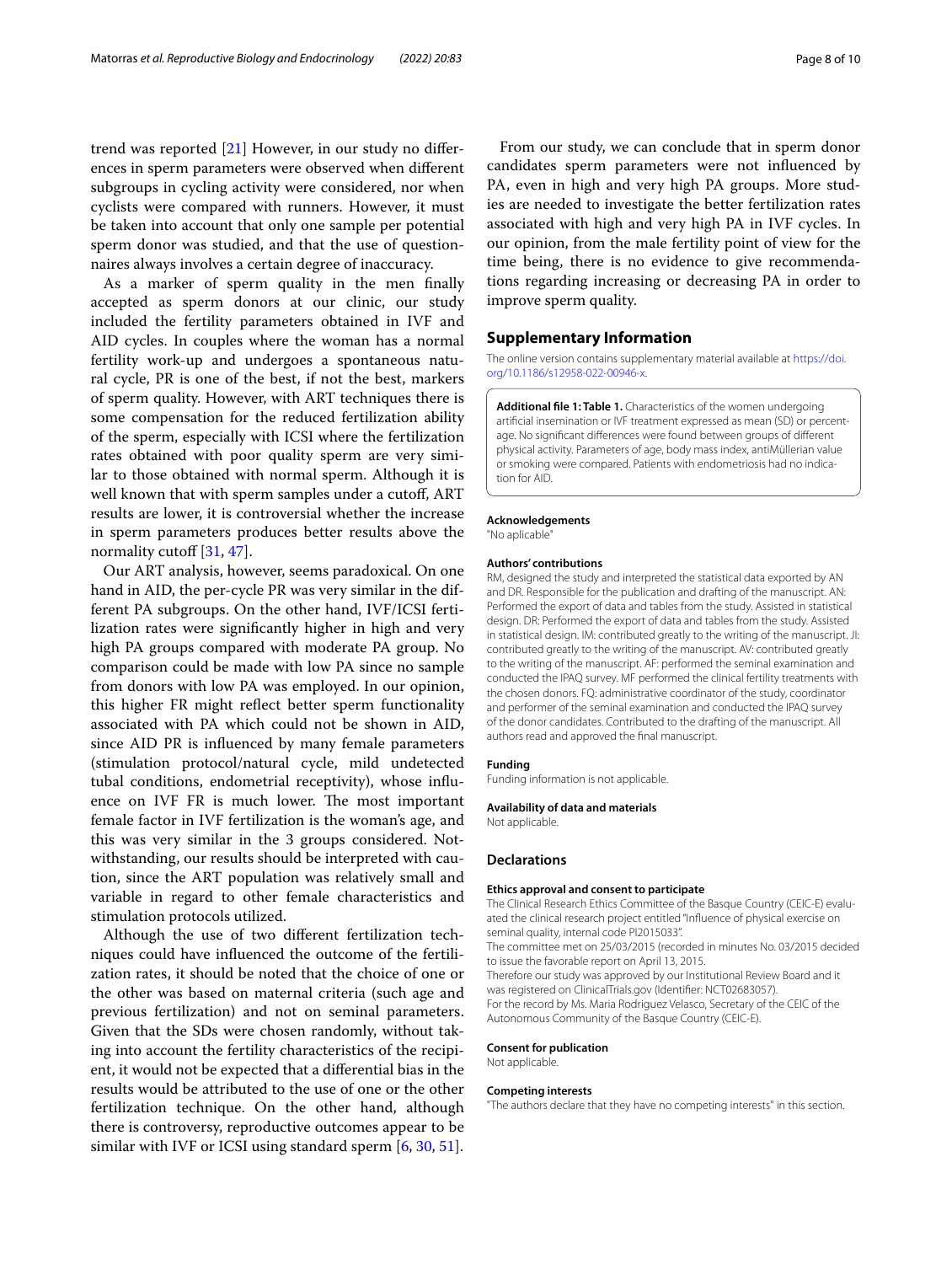trend was reported [21] However, in our study no differences in sperm parameters were observed when different subgroups in cycling activity were considered, nor when cyclists were compared with runners. However, it must be taken into account that only one sample per potential sperm donor was studied, and that the use of questionnaires always involves a certain degree of inaccuracy.

As a marker of sperm quality in the men finally accepted as sperm donors at our clinic, our study included the fertility parameters obtained in IVF and AID cycles. In couples where the woman has a normal fertility work-up and undergoes a spontaneous natural cycle, PR is one of the best, if not the best, markers of sperm quality. However, with ART techniques there is some compensation for the reduced fertilization ability of the sperm, especially with ICSI where the fertilization rates obtained with poor quality sperm are very similar to those obtained with normal sperm. Although it is well known that with sperm samples under a cutoff, ART results are lower, it is controversial whether the increase in sperm parameters produces better results above the normality cutoff [31, 47].

Our ART analysis, however, seems paradoxical. On one hand in AID, the per-cycle PR was very similar in the different PA subgroups. On the other hand, IVF/ICSI fertilization rates were significantly higher in high and very high PA groups compared with moderate PA group. No comparison could be made with low PA since no sample from donors with low PA was employed. In our opinion, this higher FR might reflect better sperm functionality associated with PA which could not be shown in AID, since AID PR is influenced by many female parameters (stimulation protocol/natural cycle, mild undetected tubal conditions, endometrial receptivity), whose influence on IVF FR is much lower. The most important female factor in IVF fertilization is the woman's age, and this was very similar in the 3 groups considered. Notwithstanding, our results should be interpreted with caution, since the ART population was relatively small and variable in regard to other female characteristics and stimulation protocols utilized.

Although the use of two different fertilization techniques could have influenced the outcome of the fertilization rates, it should be noted that the choice of one or the other was based on maternal criteria (such age and previous fertilization) and not on seminal parameters. Given that the SDs were chosen randomly, without taking into account the fertility characteristics of the recipient, it would not be expected that a differential bias in the results would be attributed to the use of one or the other fertilization technique. On the other hand, although there is controversy, reproductive outcomes appear to be similar with IVF or ICSI using standard sperm [6, 30, 51].

From our study, we can conclude that in sperm donor candidates sperm parameters were not influenced by PA, even in high and very high PA groups. More studies are needed to investigate the better fertilization rates associated with high and very high PA in IVF cycles. In our opinion, from the male fertility point of view for the time being, there is no evidence to give recommendations regarding increasing or decreasing PA in order to improve sperm quality.

## Supplementary Information

The online version contains supplementary material available at https://doi.org/10.1186/s12958-022-00946-x.

**Additional file 1: Table 1.** Characteristics of the women undergoing artificial insemination or IVF treatment expressed as mean (SD) or percentage. No significant differences were found between groups of different physical activity. Parameters of age, body mass index, antiMüllerian value or smoking were compared. Patients with endometriosis had no indication for AID.

#### Acknowledgements

"No aplicable"

#### Authors' contributions

RM, designed the study and interpreted the statistical data exported by AN and DR. Responsible for the publication and drafting of the manuscript. AN: Performed the export of data and tables from the study. Assisted in statistical design. DR: Performed the export of data and tables from the study. Assisted in statistical design. IM: contributed greatly to the writing of the manuscript. JI: contributed greatly to the writing of the manuscript. AV: contributed greatly to the writing of the manuscript. AF: performed the seminal examination and conducted the IPAQ survey. MF performed the clinical fertility treatments with the chosen donors. FQ: administrative coordinator of the study, coordinator and performer of the seminal examination and conducted the IPAQ survey of the donor candidates. Contributed to the drafting of the manuscript. All authors read and approved the final manuscript.

#### Funding

Funding information is not applicable.

#### Availability of data and materials

Not applicable.

## Declarations

#### Ethics approval and consent to participate

The Clinical Research Ethics Committee of the Basque Country (CEIC-E) evaluated the clinical research project entitled "Influence of physical exercise on seminal quality, internal code PI2015033".

The committee met on 25/03/2015 (recorded in minutes No. 03/2015 decided to issue the favorable report on April 13, 2015.

Therefore our study was approved by our Institutional Review Board and it was registered on ClinicalTrials.gov (Identifier: NCT02683057).

For the record by Ms. Maria Rodriguez Velasco, Secretary of the CEIC of the Autonomous Community of the Basque Country (CEIC-E).

#### Consent for publication

Not applicable.

#### Competing interests

"The authors declare that they have no competing interests" in this section.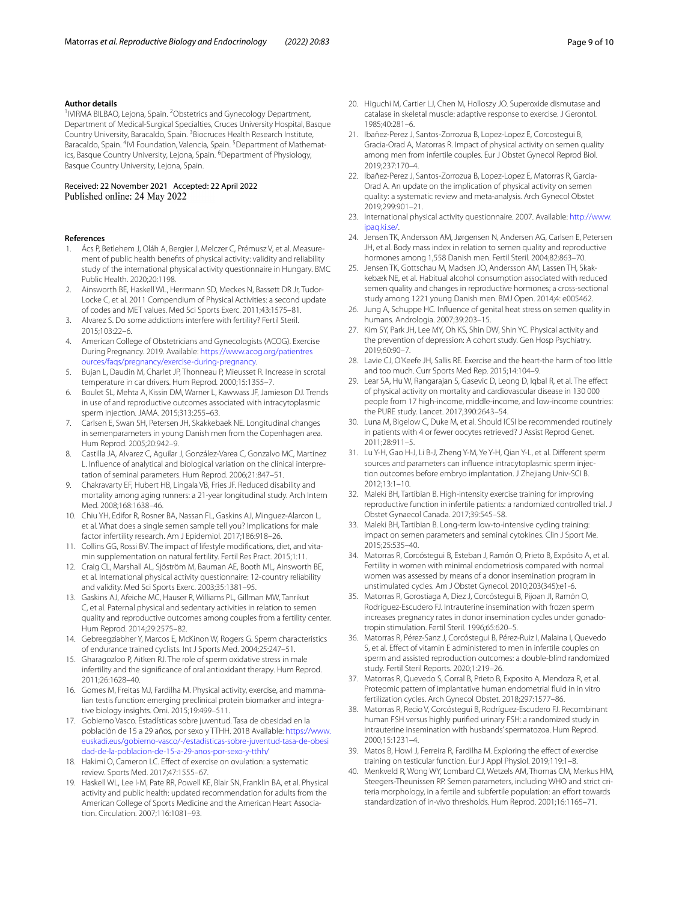### Author details

[1]IVIRMA BILBAO, Lejona, Spain. [2]Obstetrics and Gynecology Department, Department of Medical-Surgical Specialties, Cruces University Hospital, Basque Country University, Baracaldo, Spain. [3]Biocruces Health Research Institute, Baracaldo, Spain. [4]IVI Foundation, Valencia, Spain. [5]Department of Mathematics, Basque Country University, Lejona, Spain. [6]Department of Physiology, Basque Country University, Lejona, Spain.

Received: 22 November 2021 Accepted: 22 April 2022
Published online: 24 May 2022

### References

1. Ács P, Betlehem J, Oláh A, Bergier J, Melczer C, Prémusz V, et al. Measurement of public health benefits of physical activity: validity and reliability study of the international physical activity questionnaire in Hungary. BMC Public Health. 2020;20:1198.
2. Ainsworth BE, Haskell WL, Herrmann SD, Meckes N, Bassett DR Jr, Tudor-Locke C, et al. 2011 Compendium of Physical Activities: a second update of codes and MET values. Med Sci Sports Exerc. 2011;43:1575–81.
3. Alvarez S. Do some addictions interfere with fertility? Fertil Steril. 2015;103:22–6.
4. American College of Obstetricians and Gynecologists (ACOG). Exercise During Pregnancy. 2019. Available: https://www.acog.org/patientresources/faqs/pregnancy/exercise-during-pregnancy.
5. Bujan L, Daudin M, Charlet JP, Thonneau P, Mieusset R. Increase in scrotal temperature in car drivers. Hum Reprod. 2000;15:1355–7.
6. Boulet SL, Mehta A, Kissin DM, Warner L, Kawwass JF, Jamieson DJ. Trends in use of and reproductive outcomes associated with intracytoplasmic sperm injection. JAMA. 2015;313:255–63.
7. Carlsen E, Swan SH, Petersen JH, Skakkebaek NE. Longitudinal changes in semenparameters in young Danish men from the Copenhagen area. Hum Reprod. 2005;20:942–9.
8. Castilla JA, Alvarez C, Aguilar J, González-Varea C, Gonzalvo MC, Martínez L. Influence of analytical and biological variation on the clinical interpretation of seminal parameters. Hum Reprod. 2006;21:847–51.
9. Chakravarty EF, Hubert HB, Lingala VB, Fries JF. Reduced disability and mortality among aging runners: a 21-year longitudinal study. Arch Intern Med. 2008;168:1638–46.
10. Chiu YH, Edifor R, Rosner BA, Nassan FL, Gaskins AJ, Minguez-Alarcon L, et al. What does a single semen sample tell you? Implications for male factor infertility research. Am J Epidemiol. 2017;186:918–26.
11. Collins GG, Rossi BV. The impact of lifestyle modifications, diet, and vitamin supplementation on natural fertility. Fertil Res Pract. 2015;1:11.
12. Craig CL, Marshall AL, Sjöström M, Bauman AE, Booth ML, Ainsworth BE, et al. International physical activity questionnaire: 12-country reliability and validity. Med Sci Sports Exerc. 2003;35:1381–95.
13. Gaskins AJ, Afeiche MC, Hauser R, Williams PL, Gillman MW, Tanrikut C, et al. Paternal physical and sedentary activities in relation to semen quality and reproductive outcomes among couples from a fertility center. Hum Reprod. 2014;29:2575–82.
14. Gebreegziabher Y, Marcos E, McKinon W, Rogers G. Sperm characteristics of endurance trained cyclists. Int J Sports Med. 2004;25:247–51.
15. Gharagozloo P, Aitken RJ. The role of sperm oxidative stress in male infertility and the significance of oral antioxidant therapy. Hum Reprod. 2011;26:1628–40.
16. Gomes M, Freitas MJ, Fardilha M. Physical activity, exercise, and mammalian testis function: emerging preclinical protein biomarker and integrative biology insights. Omi. 2015;19:499–511.
17. Gobierno Vasco. Estadísticas sobre juventud. Tasa de obesidad en la población de 15 a 29 años, por sexo y TTHH. 2018 Available: https://www.euskadi.eus/gobierno-vasco/-/estadisticas-sobre-juventud-tasa-de-obesidad-de-la-poblacion-de-15-a-29-anos-por-sexo-y-tthh/
18. Hakimi O, Cameron LC. Effect of exercise on ovulation: a systematic review. Sports Med. 2017;47:1555–67.
19. Haskell WL, Lee I-M, Pate RR, Powell KE, Blair SN, Franklin BA, et al. Physical activity and public health: updated recommendation for adults from the American College of Sports Medicine and the American Heart Association. Circulation. 2007;116:1081–93.
20. Higuchi M, Cartier LJ, Chen M, Holloszy JO. Superoxide dismutase and catalase in skeletal muscle: adaptive response to exercise. J Gerontol. 1985;40:281–6.
21. Ibañez-Perez J, Santos-Zorrozua B, Lopez-Lopez E, Corcostegui B, Gracia-Orad A, Matorras R. Impact of physical activity on semen quality among men from infertile couples. Eur J Obstet Gynecol Reprod Biol. 2019;237:170–4.
22. Ibañez-Perez J, Santos-Zorrozua B, Lopez-Lopez E, Matorras R, Garcia-Orad A. An update on the implication of physical activity on semen quality: a systematic review and meta-analysis. Arch Gynecol Obstet 2019;299:901–21.
23. International physical activity questionnaire. 2007. Available: http://www.ipaq.ki.se/.
24. Jensen TK, Andersson AM, Jørgensen N, Andersen AG, Carlsen E, Petersen JH, et al. Body mass index in relation to semen quality and reproductive hormones among 1,558 Danish men. Fertil Steril. 2004;82:863–70.
25. Jensen TK, Gottschau M, Madsen JO, Andersson AM, Lassen TH, Skakkebæk NE, et al. Habitual alcohol consumption associated with reduced semen quality and changes in reproductive hormones; a cross-sectional study among 1221 young Danish men. BMJ Open. 2014;4: e005462.
26. Jung A, Schuppe HC. Influence of genital heat stress on semen quality in humans. Andrologia. 2007;39:203–15.
27. Kim SY, Park JH, Lee MY, Oh KS, Shin DW, Shin YC. Physical activity and the prevention of depression: A cohort study. Gen Hosp Psychiatry. 2019;60:90–7.
28. Lavie CJ, O'Keefe JH, Sallis RE. Exercise and the heart-the harm of too little and too much. Curr Sports Med Rep. 2015;14:104–9.
29. Lear SA, Hu W, Rangarajan S, Gasevic D, Leong D, Iqbal R, et al. The effect of physical activity on mortality and cardiovascular disease in 130 000 people from 17 high-income, middle-income, and low-income countries: the PURE study. Lancet. 2017;390:2643–54.
30. Luna M, Bigelow C, Duke M, et al. Should ICSI be recommended routinely in patients with 4 or fewer oocytes retrieved? J Assist Reprod Genet. 2011;28:911–5.
31. Lu Y-H, Gao H-J, Li B-J, Zheng Y-M, Ye Y-H, Qian Y-L, et al. Different sperm sources and parameters can influence intracytoplasmic sperm injection outcomes before embryo implantation. J Zhejiang Univ-SCI B. 2012;13:1–10.
32. Maleki BH, Tartibian B. High-intensity exercise training for improving reproductive function in infertile patients: a randomized controlled trial. J Obstet Gynaecol Canada. 2017;39:545–58.
33. Maleki BH, Tartibian B. Long-term low-to-intensive cycling training: impact on semen parameters and seminal cytokines. Clin J Sport Me. 2015;25:535–40.
34. Matorras R, Corcóstegui B, Esteban J, Ramón O, Prieto B, Expósito A, et al. Fertility in women with minimal endometriosis compared with normal women was assessed by means of a donor insemination program in unstimulated cycles. Am J Obstet Gynecol. 2010;203(345):e1-6.
35. Matorras R, Gorostiaga A, Diez J, Corcóstegui B, Pijoan JI, Ramón O, Rodríguez-Escudero FJ. Intrauterine insemination with frozen sperm increases pregnancy rates in donor insemination cycles under gonadotropin stimulation. Fertil Steril. 1996;65:620–5.
36. Matorras R, Pérez-Sanz J, Corcóstegui B, Pérez-Ruiz I, Malaina I, Quevedo S, et al. Effect of vitamin E administered to men in infertile couples on sperm and assisted reproduction outcomes: a double-blind randomized study. Fertil Steril Reports. 2020;1:219–26.
37. Matorras R, Quevedo S, Corral B, Prieto B, Exposito A, Mendoza R, et al. Proteomic pattern of implantative human endometrial fluid in in vitro fertilization cycles. Arch Gynecol Obstet. 2018;297:1577–86.
38. Matorras R, Recio V, Corcóstegui B, Rodríguez-Escudero FJ. Recombinant human FSH versus highly purified urinary FSH: a randomized study in intrauterine insemination with husbands' spermatozoa. Hum Reprod. 2000;15:1231–4.
39. Matos B, Howl J, Ferreira R, Fardilha M. Exploring the effect of exercise training on testicular function. Eur J Appl Physiol. 2019;119:1–8.
40. Menkveld R, Wong WY, Lombard CJ, Wetzels AM, Thomas CM, Merkus HM, Steegers-Theunissen RP. Semen parameters, including WHO and strict criteria morphology, in a fertile and subfertile population: an effort towards standardization of in-vivo thresholds. Hum Reprod. 2001;16:1165–71.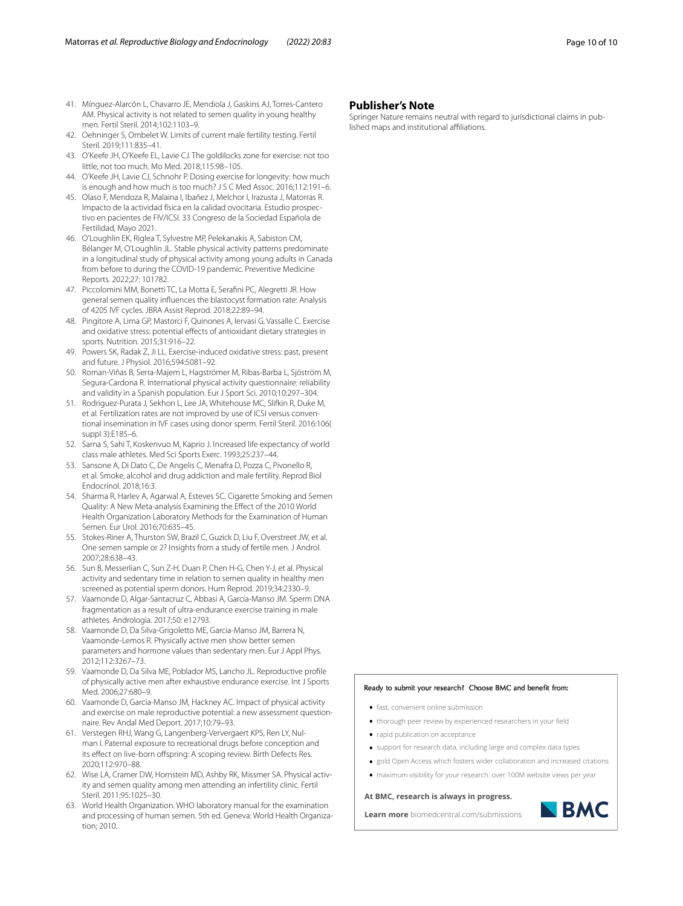41. Mínguez-Alarcón L, Chavarro JE, Mendiola J, Gaskins AJ, Torres-Cantero AM. Physical activity is not related to semen quality in young healthy men. Fertil Steril. 2014;102:1103–9.
42. Oehninger S, Ombelet W. Limits of current male fertility testing. Fertil Steril. 2019;111:835–41.
43. O'Keefe JH, O'Keefe EL, Lavie CJ. The goldilocks zone for exercise: not too little, not too much. Mo Med. 2018;115:98–105.
44. O'Keefe JH, Lavie CJ, Schnohr P. Dosing exercise for longevity: how much is enough and how much is too much? J S C Med Assoc. 2016;112:191–6.
45. Olaso F, Mendoza R, Malaina I, Ibañez J, Melchor I, Irazusta J, Matorras R. Impacto de la actividad física en la calidad ovocitaria. Estudio prospectivo en pacientes de FIV/ICSI. 33 Congreso de la Sociedad Española de Fertilidad, Mayo 2021.
46. O'Loughlin EK, Riglea T, Sylvestre MP, Pelekanakis A, Sabiston CM, Bélanger M, O'Loughlin JL. Stable physical activity patterns predominate in a longitudinal study of physical activity among young adults in Canada from before to during the COVID-19 pandemic. Preventive Medicine Reports. 2022;27: 101782.
47. Piccolomini MM, Bonetti TC, La Motta E, Serafini PC, Alegretti JR. How general semen quality influences the blastocyst formation rate: Analysis of 4205 IVF cycles. JBRA Assist Reprod. 2018;22:89–94.
48. Pingitore A, Lima GP, Mastorci F, Quinones A, Iervasi G, Vassalle C. Exercise and oxidative stress: potential effects of antioxidant dietary strategies in sports. Nutrition. 2015;31:916–22.
49. Powers SK, Radak Z, Ji LL. Exercise-induced oxidative stress: past, present and future. J Physiol. 2016;594:5081–92.
50. Roman-Viñas B, Serra-Majem L, Hagströmer M, Ribas-Barba L, Sjöström M, Segura-Cardona R. International physical activity questionnaire: reliability and validity in a Spanish population. Eur J Sport Sci. 2010;10:297–304.
51. Rodriguez-Purata J, Sekhon L, Lee JA, Whitehouse MC, Slifkin R, Duke M, et al. Fertilization rates are not improved by use of ICSI versus conventional insemination in IVF cases using donor sperm. Fertil Steril. 2016:106( suppl 3):E185–6.
52. Sarna S, Sahi T, Koskenvuo M, Kaprio J. Increased life expectancy of world class male athletes. Med Sci Sports Exerc. 1993;25:237–44.
53. Sansone A, Di Dato C, De Angelis C, Menafra D, Pozza C, Pivonello R, et al. Smoke, alcohol and drug addiction and male fertility. Reprod Biol Endocrinol. 2018;16:3.
54. Sharma R, Harlev A, Agarwal A, Esteves SC. Cigarette Smoking and Semen Quality: A New Meta-analysis Examining the Effect of the 2010 World Health Organization Laboratory Methods for the Examination of Human Semen. Eur Urol. 2016;70:635–45.
55. Stokes-Riner A, Thurston SW, Brazil C, Guzick D, Liu F, Overstreet JW, et al. One semen sample or 2? Insights from a study of fertile men. J Androl. 2007;28:638–43.
56. Sun B, Messerlian C, Sun Z-H, Duan P, Chen H-G, Chen Y-J, et al. Physical activity and sedentary time in relation to semen quality in healthy men screened as potential sperm donors. Hum Reprod. 2019;34:2330–9.
57. Vaamonde D, Algar-Santacruz C, Abbasi A, García-Manso JM. Sperm DNA fragmentation as a result of ultra-endurance exercise training in male athletes. Andrologia. 2017;50: e12793.
58. Vaamonde D, Da Silva-Grigoletto ME, Garcia-Manso JM, Barrera N, Vaamonde-Lemos R. Physically active men show better semen parameters and hormone values than sedentary men. Eur J Appl Phys. 2012;112:3267–73.
59. Vaamonde D, Da Silva ME, Poblador MS, Lancho JL. Reproductive profile of physically active men after exhaustive endurance exercise. Int J Sports Med. 2006;27:680–9.
60. Vaamonde D, Garcia-Manso JM, Hackney AC. Impact of physical activity and exercise on male reproductive potential: a new assessment questionnaire. Rev Andal Med Deport. 2017;10:79–93.
61. Verstegen RHJ, Wang G, Langenberg-Ververgaert KPS, Ren LY, Nulman I. Paternal exposure to recreational drugs before conception and its effect on live-born offspring: A scoping review. Birth Defects Res. 2020;112:970–88.
62. Wise LA, Cramer DW, Hornstein MD, Ashby RK, Missmer SA. Physical activity and semen quality among men attending an infertility clinic. Fertil Steril. 2011;95:1025–30.
63. World Health Organization. WHO laboratory manual for the examination and processing of human semen. 5th ed. Geneva: World Health Organization; 2010.

## Publisher's Note

Springer Nature remains neutral with regard to jurisdictional claims in published maps and institutional affiliations.

Ready to submit your research? Choose BMC and benefit from:

- fast, convenient online submission
- thorough peer review by experienced researchers in your field
- rapid publication on acceptance
- support for research data, including large and complex data types
- gold Open Access which fosters wider collaboration and increased citations
- maximum visibility for your research: over 100M website views per year

**At BMC, research is always in progress.**

**Learn more** biomedcentral.com/submissions

BMC